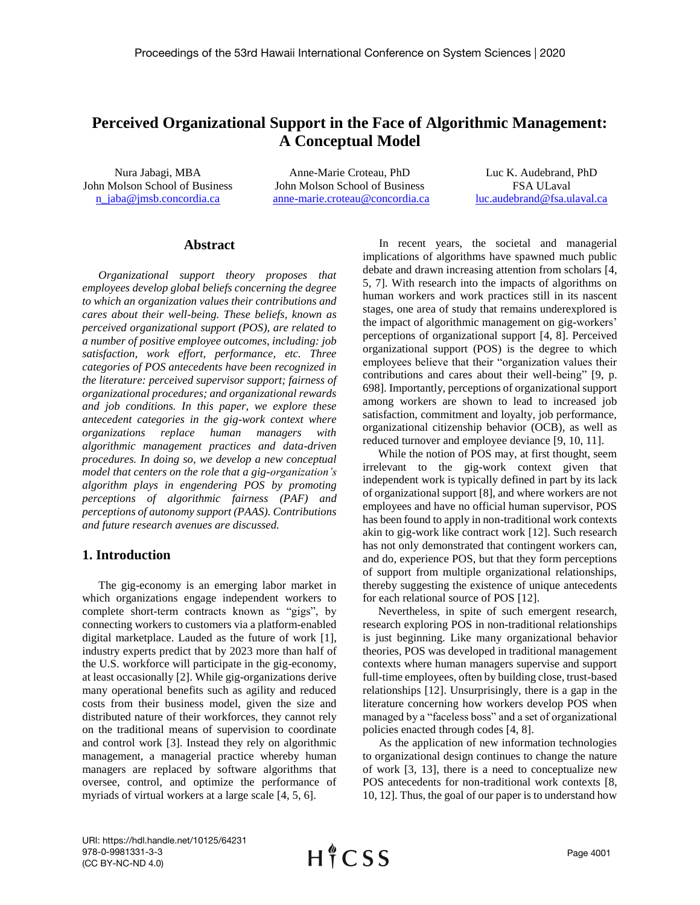# Perceived Organizational Support in the Face of Algorithmic Management: A Conceptual Model

Nura Jabagi, MBA
John Molson School of Business
n_jaba@jmsb.concordia.ca

Anne-Marie Croteau, PhD
John Molson School of Business
anne-marie.croteau@concordia.ca

Luc K. Audebrand, PhD
FSA ULaval
luc.audebrand@fsa.ulaval.ca

## Abstract

*Organizational support theory proposes that employees develop global beliefs concerning the degree to which an organization values their contributions and cares about their well-being. These beliefs, known as perceived organizational support (POS), are related to a number of positive employee outcomes, including: job satisfaction, work effort, performance, etc. Three categories of POS antecedents have been recognized in the literature: perceived supervisor support; fairness of organizational procedures; and organizational rewards and job conditions. In this paper, we explore these antecedent categories in the gig-work context where organizations replace human managers with algorithmic management practices and data-driven procedures. In doing so, we develop a new conceptual model that centers on the role that a gig-organization's algorithm plays in engendering POS by promoting perceptions of algorithmic fairness (PAF) and perceptions of autonomy support (PAAS). Contributions and future research avenues are discussed.*

## 1. Introduction

The gig-economy is an emerging labor market in which organizations engage independent workers to complete short-term contracts known as "gigs", by connecting workers to customers via a platform-enabled digital marketplace. Lauded as the future of work [1], industry experts predict that by 2023 more than half of the U.S. workforce will participate in the gig-economy, at least occasionally [2]. While gig-organizations derive many operational benefits such as agility and reduced costs from their business model, given the size and distributed nature of their workforces, they cannot rely on the traditional means of supervision to coordinate and control work [3]. Instead they rely on algorithmic management, a managerial practice whereby human managers are replaced by software algorithms that oversee, control, and optimize the performance of myriads of virtual workers at a large scale [4, 5, 6].

In recent years, the societal and managerial implications of algorithms have spawned much public debate and drawn increasing attention from scholars [4, 5, 7]. With research into the impacts of algorithms on human workers and work practices still in its nascent stages, one area of study that remains underexplored is the impact of algorithmic management on gig-workers' perceptions of organizational support [4, 8]. Perceived organizational support (POS) is the degree to which employees believe that their "organization values their contributions and cares about their well-being" [9, p. 698]. Importantly, perceptions of organizational support among workers are shown to lead to increased job satisfaction, commitment and loyalty, job performance, organizational citizenship behavior (OCB), as well as reduced turnover and employee deviance [9, 10, 11].

While the notion of POS may, at first thought, seem irrelevant to the gig-work context given that independent work is typically defined in part by its lack of organizational support [8], and where workers are not employees and have no official human supervisor, POS has been found to apply in non-traditional work contexts akin to gig-work like contract work [12]. Such research has not only demonstrated that contingent workers can, and do, experience POS, but that they form perceptions of support from multiple organizational relationships, thereby suggesting the existence of unique antecedents for each relational source of POS [12].

Nevertheless, in spite of such emergent research, research exploring POS in non-traditional relationships is just beginning. Like many organizational behavior theories, POS was developed in traditional management contexts where human managers supervise and support full-time employees, often by building close, trust-based relationships [12]. Unsurprisingly, there is a gap in the literature concerning how workers develop POS when managed by a "faceless boss" and a set of organizational policies enacted through codes [4, 8].

As the application of new information technologies to organizational design continues to change the nature of work [3, 13], there is a need to conceptualize new POS antecedents for non-traditional work contexts [8, 10, 12]. Thus, the goal of our paper is to understand how

URI: https://hdl.handle.net/10125/64231
978-0-9981331-3-3
(CC BY-NC-ND 4.0)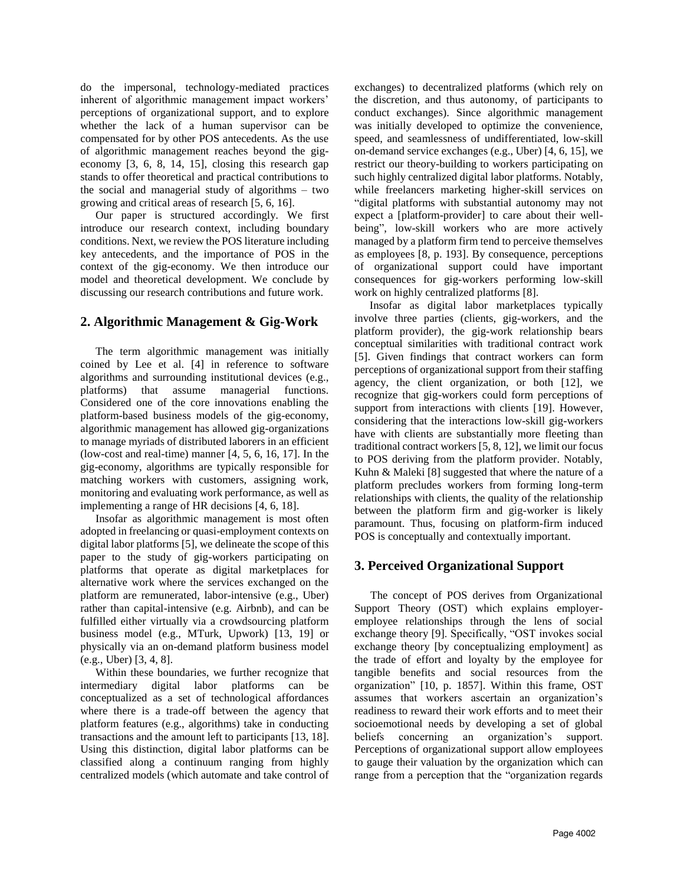do the impersonal, technology-mediated practices inherent of algorithmic management impact workers' perceptions of organizational support, and to explore whether the lack of a human supervisor can be compensated for by other POS antecedents. As the use of algorithmic management reaches beyond the gig-economy [3, 6, 8, 14, 15], closing this research gap stands to offer theoretical and practical contributions to the social and managerial study of algorithms – two growing and critical areas of research [5, 6, 16].

Our paper is structured accordingly. We first introduce our research context, including boundary conditions. Next, we review the POS literature including key antecedents, and the importance of POS in the context of the gig-economy. We then introduce our model and theoretical development. We conclude by discussing our research contributions and future work.

## 2. Algorithmic Management & Gig-Work

The term algorithmic management was initially coined by Lee et al. [4] in reference to software algorithms and surrounding institutional devices (e.g., platforms) that assume managerial functions. Considered one of the core innovations enabling the platform-based business models of the gig-economy, algorithmic management has allowed gig-organizations to manage myriads of distributed laborers in an efficient (low-cost and real-time) manner [4, 5, 6, 16, 17]. In the gig-economy, algorithms are typically responsible for matching workers with customers, assigning work, monitoring and evaluating work performance, as well as implementing a range of HR decisions [4, 6, 18].

Insofar as algorithmic management is most often adopted in freelancing or quasi-employment contexts on digital labor platforms [5], we delineate the scope of this paper to the study of gig-workers participating on platforms that operate as digital marketplaces for alternative work where the services exchanged on the platform are remunerated, labor-intensive (e.g., Uber) rather than capital-intensive (e.g. Airbnb), and can be fulfilled either virtually via a crowdsourcing platform business model (e.g., MTurk, Upwork) [13, 19] or physically via an on-demand platform business model (e.g., Uber) [3, 4, 8].

Within these boundaries, we further recognize that intermediary digital labor platforms can be conceptualized as a set of technological affordances where there is a trade-off between the agency that platform features (e.g., algorithms) take in conducting transactions and the amount left to participants [13, 18]. Using this distinction, digital labor platforms can be classified along a continuum ranging from highly centralized models (which automate and take control of exchanges) to decentralized platforms (which rely on the discretion, and thus autonomy, of participants to conduct exchanges). Since algorithmic management was initially developed to optimize the convenience, speed, and seamlessness of undifferentiated, low-skill on-demand service exchanges (e.g., Uber) [4, 6, 15], we restrict our theory-building to workers participating on such highly centralized digital labor platforms. Notably, while freelancers marketing higher-skill services on "digital platforms with substantial autonomy may not expect a [platform-provider] to care about their well-being", low-skill workers who are more actively managed by a platform firm tend to perceive themselves as employees [8, p. 193]. By consequence, perceptions of organizational support could have important consequences for gig-workers performing low-skill work on highly centralized platforms [8].

Insofar as digital labor marketplaces typically involve three parties (clients, gig-workers, and the platform provider), the gig-work relationship bears conceptual similarities with traditional contract work [5]. Given findings that contract workers can form perceptions of organizational support from their staffing agency, the client organization, or both [12], we recognize that gig-workers could form perceptions of support from interactions with clients [19]. However, considering that the interactions low-skill gig-workers have with clients are substantially more fleeting than traditional contract workers [5, 8, 12], we limit our focus to POS deriving from the platform provider. Notably, Kuhn & Maleki [8] suggested that where the nature of a platform precludes workers from forming long-term relationships with clients, the quality of the relationship between the platform firm and gig-worker is likely paramount. Thus, focusing on platform-firm induced POS is conceptually and contextually important.

## 3. Perceived Organizational Support

The concept of POS derives from Organizational Support Theory (OST) which explains employer-employee relationships through the lens of social exchange theory [9]. Specifically, "OST invokes social exchange theory [by conceptualizing employment] as the trade of effort and loyalty by the employee for tangible benefits and social resources from the organization" [10, p. 1857]. Within this frame, OST assumes that workers ascertain an organization's readiness to reward their work efforts and to meet their socioemotional needs by developing a set of global beliefs concerning an organization's support. Perceptions of organizational support allow employees to gauge their valuation by the organization which can range from a perception that the "organization regards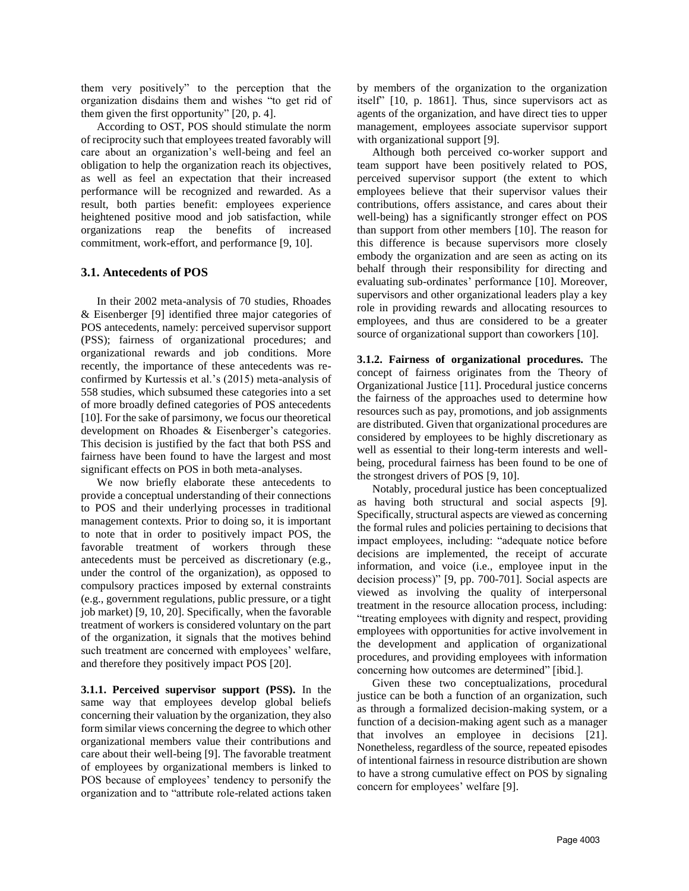them very positively" to the perception that the organization disdains them and wishes "to get rid of them given the first opportunity" [20, p. 4].

According to OST, POS should stimulate the norm of reciprocity such that employees treated favorably will care about an organization's well-being and feel an obligation to help the organization reach its objectives, as well as feel an expectation that their increased performance will be recognized and rewarded. As a result, both parties benefit: employees experience heightened positive mood and job satisfaction, while organizations reap the benefits of increased commitment, work-effort, and performance [9, 10].

### 3.1. Antecedents of POS

In their 2002 meta-analysis of 70 studies, Rhoades & Eisenberger [9] identified three major categories of POS antecedents, namely: perceived supervisor support (PSS); fairness of organizational procedures; and organizational rewards and job conditions. More recently, the importance of these antecedents was re-confirmed by Kurtessis et al.'s (2015) meta-analysis of 558 studies, which subsumed these categories into a set of more broadly defined categories of POS antecedents [10]. For the sake of parsimony, we focus our theoretical development on Rhoades & Eisenberger's categories. This decision is justified by the fact that both PSS and fairness have been found to have the largest and most significant effects on POS in both meta-analyses.

We now briefly elaborate these antecedents to provide a conceptual understanding of their connections to POS and their underlying processes in traditional management contexts. Prior to doing so, it is important to note that in order to positively impact POS, the favorable treatment of workers through these antecedents must be perceived as discretionary (e.g., under the control of the organization), as opposed to compulsory practices imposed by external constraints (e.g., government regulations, public pressure, or a tight job market) [9, 10, 20]. Specifically, when the favorable treatment of workers is considered voluntary on the part of the organization, it signals that the motives behind such treatment are concerned with employees' welfare, and therefore they positively impact POS [20].

**3.1.1. Perceived supervisor support (PSS).** In the same way that employees develop global beliefs concerning their valuation by the organization, they also form similar views concerning the degree to which other organizational members value their contributions and care about their well-being [9]. The favorable treatment of employees by organizational members is linked to POS because of employees' tendency to personify the organization and to "attribute role-related actions taken by members of the organization to the organization itself" [10, p. 1861]. Thus, since supervisors act as agents of the organization, and have direct ties to upper management, employees associate supervisor support with organizational support [9].

Although both perceived co-worker support and team support have been positively related to POS, perceived supervisor support (the extent to which employees believe that their supervisor values their contributions, offers assistance, and cares about their well-being) has a significantly stronger effect on POS than support from other members [10]. The reason for this difference is because supervisors more closely embody the organization and are seen as acting on its behalf through their responsibility for directing and evaluating sub-ordinates' performance [10]. Moreover, supervisors and other organizational leaders play a key role in providing rewards and allocating resources to employees, and thus are considered to be a greater source of organizational support than coworkers [10].

**3.1.2. Fairness of organizational procedures.** The concept of fairness originates from the Theory of Organizational Justice [11]. Procedural justice concerns the fairness of the approaches used to determine how resources such as pay, promotions, and job assignments are distributed. Given that organizational procedures are considered by employees to be highly discretionary as well as essential to their long-term interests and well-being, procedural fairness has been found to be one of the strongest drivers of POS [9, 10].

Notably, procedural justice has been conceptualized as having both structural and social aspects [9]. Specifically, structural aspects are viewed as concerning the formal rules and policies pertaining to decisions that impact employees, including: "adequate notice before decisions are implemented, the receipt of accurate information, and voice (i.e., employee input in the decision process)" [9, pp. 700-701]. Social aspects are viewed as involving the quality of interpersonal treatment in the resource allocation process, including: "treating employees with dignity and respect, providing employees with opportunities for active involvement in the development and application of organizational procedures, and providing employees with information concerning how outcomes are determined" [ibid.].

Given these two conceptualizations, procedural justice can be both a function of an organization, such as through a formalized decision-making system, or a function of a decision-making agent such as a manager that involves an employee in decisions [21]. Nonetheless, regardless of the source, repeated episodes of intentional fairness in resource distribution are shown to have a strong cumulative effect on POS by signaling concern for employees' welfare [9].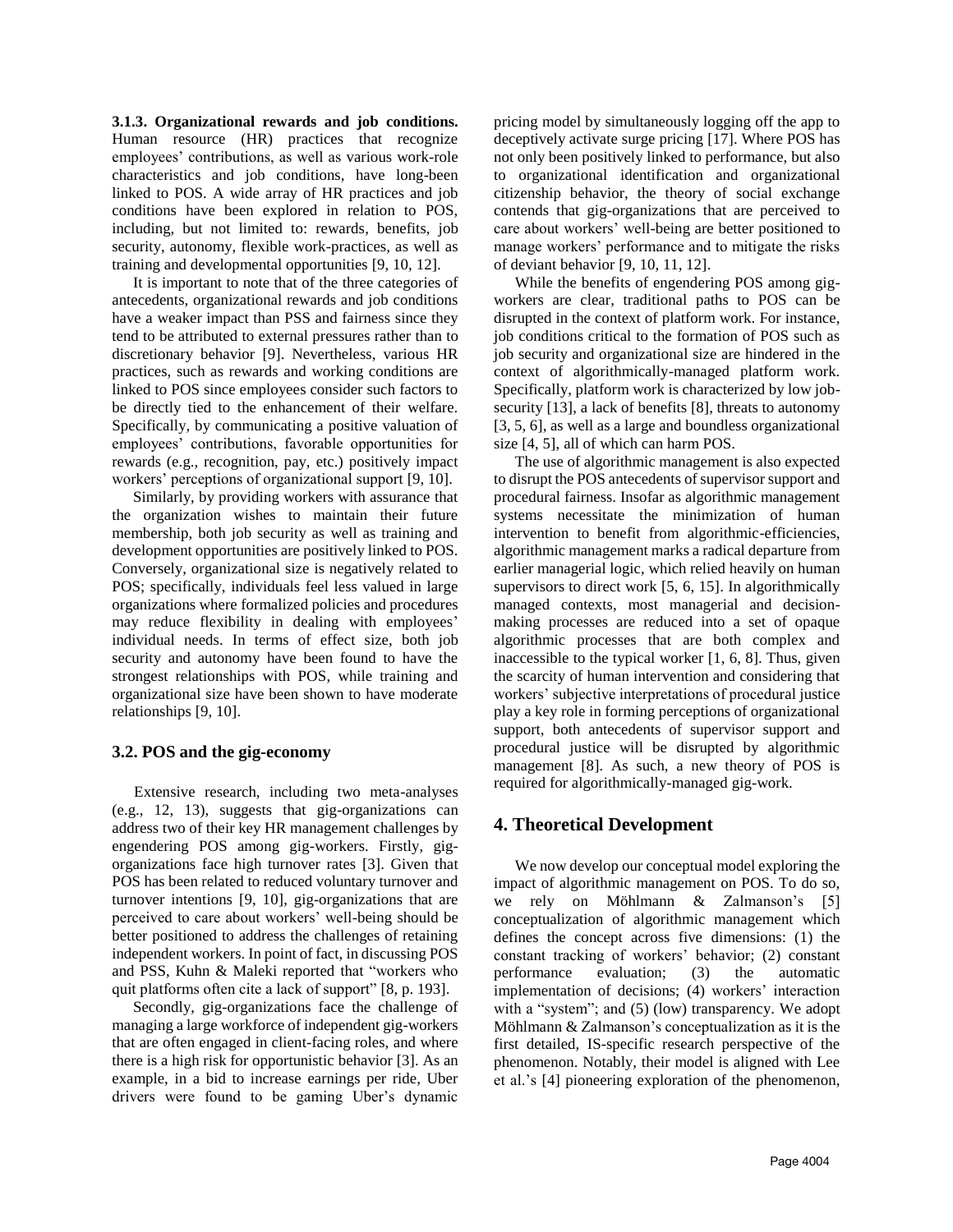**3.1.3. Organizational rewards and job conditions.** Human resource (HR) practices that recognize employees' contributions, as well as various work-role characteristics and job conditions, have long-been linked to POS. A wide array of HR practices and job conditions have been explored in relation to POS, including, but not limited to: rewards, benefits, job security, autonomy, flexible work-practices, as well as training and developmental opportunities [9, 10, 12].

It is important to note that of the three categories of antecedents, organizational rewards and job conditions have a weaker impact than PSS and fairness since they tend to be attributed to external pressures rather than to discretionary behavior [9]. Nevertheless, various HR practices, such as rewards and working conditions are linked to POS since employees consider such factors to be directly tied to the enhancement of their welfare. Specifically, by communicating a positive valuation of employees' contributions, favorable opportunities for rewards (e.g., recognition, pay, etc.) positively impact workers' perceptions of organizational support [9, 10].

Similarly, by providing workers with assurance that the organization wishes to maintain their future membership, both job security as well as training and development opportunities are positively linked to POS. Conversely, organizational size is negatively related to POS; specifically, individuals feel less valued in large organizations where formalized policies and procedures may reduce flexibility in dealing with employees' individual needs. In terms of effect size, both job security and autonomy have been found to have the strongest relationships with POS, while training and organizational size have been shown to have moderate relationships [9, 10].

## 3.2. POS and the gig-economy

Extensive research, including two meta-analyses (e.g., 12, 13), suggests that gig-organizations can address two of their key HR management challenges by engendering POS among gig-workers. Firstly, gig-organizations face high turnover rates [3]. Given that POS has been related to reduced voluntary turnover and turnover intentions [9, 10], gig-organizations that are perceived to care about workers' well-being should be better positioned to address the challenges of retaining independent workers. In point of fact, in discussing POS and PSS, Kuhn & Maleki reported that "workers who quit platforms often cite a lack of support" [8, p. 193].

Secondly, gig-organizations face the challenge of managing a large workforce of independent gig-workers that are often engaged in client-facing roles, and where there is a high risk for opportunistic behavior [3]. As an example, in a bid to increase earnings per ride, Uber drivers were found to be gaming Uber's dynamic pricing model by simultaneously logging off the app to deceptively activate surge pricing [17]. Where POS has not only been positively linked to performance, but also to organizational identification and organizational citizenship behavior, the theory of social exchange contends that gig-organizations that are perceived to care about workers' well-being are better positioned to manage workers' performance and to mitigate the risks of deviant behavior [9, 10, 11, 12].

While the benefits of engendering POS among gig-workers are clear, traditional paths to POS can be disrupted in the context of platform work. For instance, job conditions critical to the formation of POS such as job security and organizational size are hindered in the context of algorithmically-managed platform work. Specifically, platform work is characterized by low job-security [13], a lack of benefits [8], threats to autonomy [3, 5, 6], as well as a large and boundless organizational size [4, 5], all of which can harm POS.

The use of algorithmic management is also expected to disrupt the POS antecedents of supervisor support and procedural fairness. Insofar as algorithmic management systems necessitate the minimization of human intervention to benefit from algorithmic-efficiencies, algorithmic management marks a radical departure from earlier managerial logic, which relied heavily on human supervisors to direct work [5, 6, 15]. In algorithmically managed contexts, most managerial and decision-making processes are reduced into a set of opaque algorithmic processes that are both complex and inaccessible to the typical worker [1, 6, 8]. Thus, given the scarcity of human intervention and considering that workers' subjective interpretations of procedural justice play a key role in forming perceptions of organizational support, both antecedents of supervisor support and procedural justice will be disrupted by algorithmic management [8]. As such, a new theory of POS is required for algorithmically-managed gig-work.

# 4. Theoretical Development

We now develop our conceptual model exploring the impact of algorithmic management on POS. To do so, we rely on Möhlmann & Zalmanson's [5] conceptualization of algorithmic management which defines the concept across five dimensions: (1) the constant tracking of workers' behavior; (2) constant performance evaluation; (3) the automatic implementation of decisions; (4) workers' interaction with a "system"; and (5) (low) transparency. We adopt Möhlmann & Zalmanson's conceptualization as it is the first detailed, IS-specific research perspective of the phenomenon. Notably, their model is aligned with Lee et al.'s [4] pioneering exploration of the phenomenon,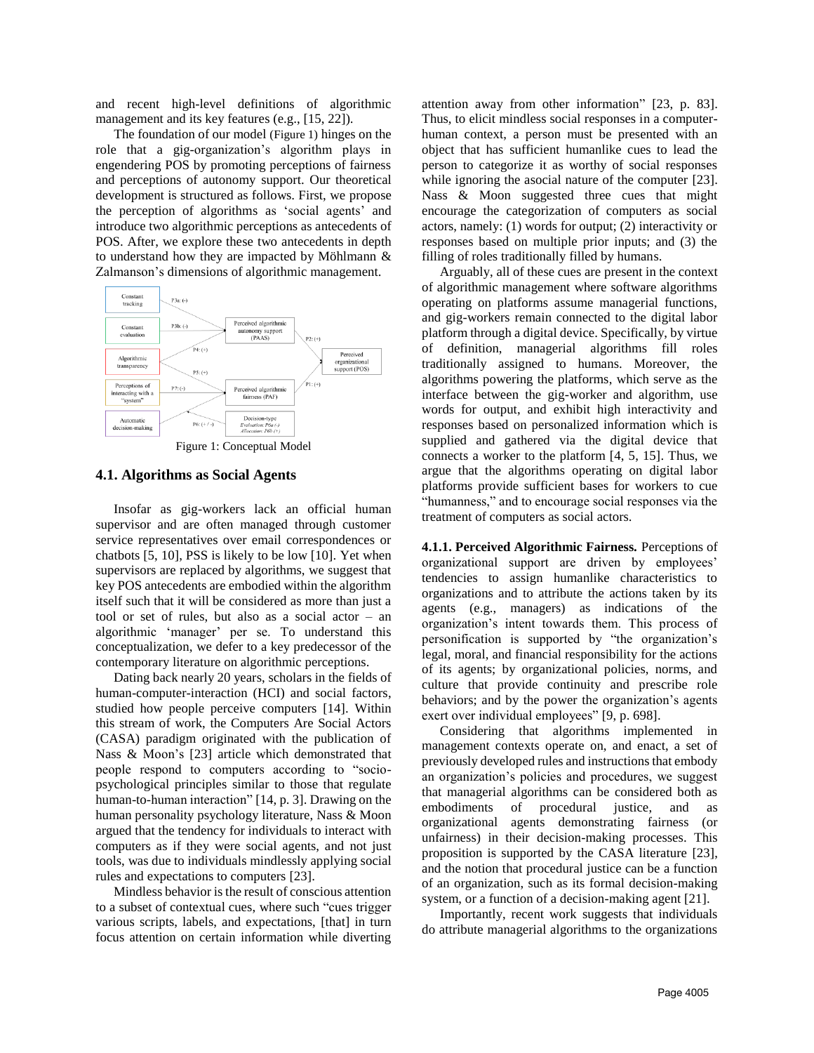and recent high-level definitions of algorithmic management and its key features (e.g., [15, 22]).

The foundation of our model (Figure 1) hinges on the role that a gig-organization's algorithm plays in engendering POS by promoting perceptions of fairness and perceptions of autonomy support. Our theoretical development is structured as follows. First, we propose the perception of algorithms as 'social agents' and introduce two algorithmic perceptions as antecedents of POS. After, we explore these two antecedents in depth to understand how they are impacted by Möhlmann & Zalmanson's dimensions of algorithmic management.

Constant tracking

P3a: (-)

Constant evaluation

P3b: (-)

Perceived algorithmic autonomy support (PAAS)

P2: (+)

Algorithmic transparency

P4: (+)

P5: (+)

Perceived organizational support (POS)

P1: (+)

Perceptions of interacting with a "system"

P7: (-)

Perceived algorithmic fairness (PAF)

Automatic decision-making

P6: (+ / -)

Decision-type
*Evaluation: P6a (-)*
*Allocation: P6b (+)*

Figure 1: Conceptual Model

### 4.1. Algorithms as Social Agents

Insofar as gig-workers lack an official human supervisor and are often managed through customer service representatives over email correspondences or chatbots [5, 10], PSS is likely to be low [10]. Yet when supervisors are replaced by algorithms, we suggest that key POS antecedents are embodied within the algorithm itself such that it will be considered as more than just a tool or set of rules, but also as a social actor – an algorithmic 'manager' per se. To understand this conceptualization, we defer to a key predecessor of the contemporary literature on algorithmic perceptions.

Dating back nearly 20 years, scholars in the fields of human-computer-interaction (HCI) and social factors, studied how people perceive computers [14]. Within this stream of work, the Computers Are Social Actors (CASA) paradigm originated with the publication of Nass & Moon's [23] article which demonstrated that people respond to computers according to "socio-psychological principles similar to those that regulate human-to-human interaction" [14, p. 3]. Drawing on the human personality psychology literature, Nass & Moon argued that the tendency for individuals to interact with computers as if they were social agents, and not just tools, was due to individuals mindlessly applying social rules and expectations to computers [23].

Mindless behavior is the result of conscious attention to a subset of contextual cues, where such "cues trigger various scripts, labels, and expectations, [that] in turn focus attention on certain information while diverting attention away from other information" [23, p. 83]. Thus, to elicit mindless social responses in a computer-human context, a person must be presented with an object that has sufficient humanlike cues to lead the person to categorize it as worthy of social responses while ignoring the asocial nature of the computer [23]. Nass & Moon suggested three cues that might encourage the categorization of computers as social actors, namely: (1) words for output; (2) interactivity or responses based on multiple prior inputs; and (3) the filling of roles traditionally filled by humans.

Arguably, all of these cues are present in the context of algorithmic management where software algorithms operating on platforms assume managerial functions, and gig-workers remain connected to the digital labor platform through a digital device. Specifically, by virtue of definition, managerial algorithms fill roles traditionally assigned to humans. Moreover, the algorithms powering the platforms, which serve as the interface between the gig-worker and algorithm, use words for output, and exhibit high interactivity and responses based on personalized information which is supplied and gathered via the digital device that connects a worker to the platform [4, 5, 15]. Thus, we argue that the algorithms operating on digital labor platforms provide sufficient bases for workers to cue "humanness," and to encourage social responses via the treatment of computers as social actors.

**4.1.1. Perceived Algorithmic Fairness.** Perceptions of organizational support are driven by employees' tendencies to assign humanlike characteristics to organizations and to attribute the actions taken by its agents (e.g., managers) as indications of the organization's intent towards them. This process of personification is supported by "the organization's legal, moral, and financial responsibility for the actions of its agents; by organizational policies, norms, and culture that provide continuity and prescribe role behaviors; and by the power the organization's agents exert over individual employees" [9, p. 698].

Considering that algorithms implemented in management contexts operate on, and enact, a set of previously developed rules and instructions that embody an organization's policies and procedures, we suggest that managerial algorithms can be considered both as embodiments of procedural justice, and as organizational agents demonstrating fairness (or unfairness) in their decision-making processes. This proposition is supported by the CASA literature [23], and the notion that procedural justice can be a function of an organization, such as its formal decision-making system, or a function of a decision-making agent [21].

Importantly, recent work suggests that individuals do attribute managerial algorithms to the organizations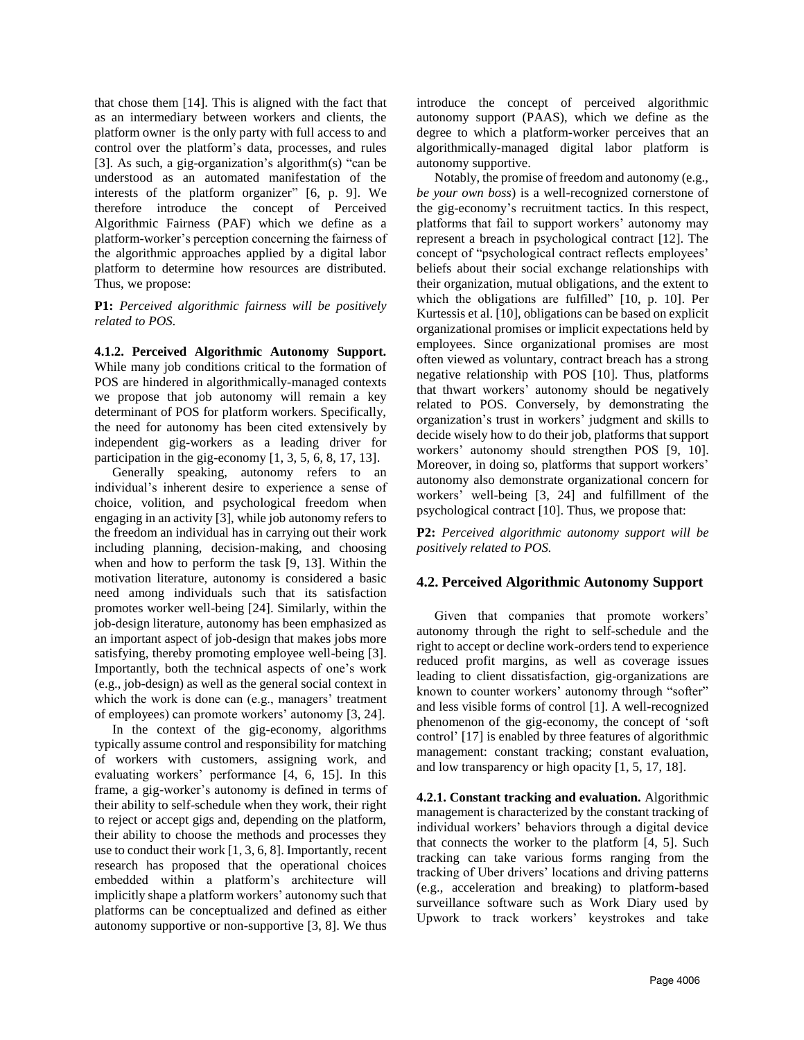that chose them [14]. This is aligned with the fact that as an intermediary between workers and clients, the platform owner is the only party with full access to and control over the platform's data, processes, and rules [3]. As such, a gig-organization's algorithm(s) "can be understood as an automated manifestation of the interests of the platform organizer" [6, p. 9]. We therefore introduce the concept of Perceived Algorithmic Fairness (PAF) which we define as a platform-worker's perception concerning the fairness of the algorithmic approaches applied by a digital labor platform to determine how resources are distributed. Thus, we propose:

**P1:** *Perceived algorithmic fairness will be positively related to POS.*

**4.1.2. Perceived Algorithmic Autonomy Support.** While many job conditions critical to the formation of POS are hindered in algorithmically-managed contexts we propose that job autonomy will remain a key determinant of POS for platform workers. Specifically, the need for autonomy has been cited extensively by independent gig-workers as a leading driver for participation in the gig-economy [1, 3, 5, 6, 8, 17, 13].

Generally speaking, autonomy refers to an individual's inherent desire to experience a sense of choice, volition, and psychological freedom when engaging in an activity [3], while job autonomy refers to the freedom an individual has in carrying out their work including planning, decision-making, and choosing when and how to perform the task [9, 13]. Within the motivation literature, autonomy is considered a basic need among individuals such that its satisfaction promotes worker well-being [24]. Similarly, within the job-design literature, autonomy has been emphasized as an important aspect of job-design that makes jobs more satisfying, thereby promoting employee well-being [3]. Importantly, both the technical aspects of one's work (e.g., job-design) as well as the general social context in which the work is done can (e.g., managers' treatment of employees) can promote workers' autonomy [3, 24].

In the context of the gig-economy, algorithms typically assume control and responsibility for matching of workers with customers, assigning work, and evaluating workers' performance [4, 6, 15]. In this frame, a gig-worker's autonomy is defined in terms of their ability to self-schedule when they work, their right to reject or accept gigs and, depending on the platform, their ability to choose the methods and processes they use to conduct their work [1, 3, 6, 8]. Importantly, recent research has proposed that the operational choices embedded within a platform's architecture will implicitly shape a platform workers' autonomy such that platforms can be conceptualized and defined as either autonomy supportive or non-supportive [3, 8]. We thus introduce the concept of perceived algorithmic autonomy support (PAAS), which we define as the degree to which a platform-worker perceives that an algorithmically-managed digital labor platform is autonomy supportive.

Notably, the promise of freedom and autonomy (e.g., *be your own boss*) is a well-recognized cornerstone of the gig-economy's recruitment tactics. In this respect, platforms that fail to support workers' autonomy may represent a breach in psychological contract [12]. The concept of "psychological contract reflects employees' beliefs about their social exchange relationships with their organization, mutual obligations, and the extent to which the obligations are fulfilled" [10, p. 10]. Per Kurtessis et al. [10], obligations can be based on explicit organizational promises or implicit expectations held by employees. Since organizational promises are most often viewed as voluntary, contract breach has a strong negative relationship with POS [10]. Thus, platforms that thwart workers' autonomy should be negatively related to POS. Conversely, by demonstrating the organization's trust in workers' judgment and skills to decide wisely how to do their job, platforms that support workers' autonomy should strengthen POS [9, 10]. Moreover, in doing so, platforms that support workers' autonomy also demonstrate organizational concern for workers' well-being [3, 24] and fulfillment of the psychological contract [10]. Thus, we propose that:

**P2:** *Perceived algorithmic autonomy support will be positively related to POS.*

## 4.2. Perceived Algorithmic Autonomy Support

Given that companies that promote workers' autonomy through the right to self-schedule and the right to accept or decline work-orders tend to experience reduced profit margins, as well as coverage issues leading to client dissatisfaction, gig-organizations are known to counter workers' autonomy through "softer" and less visible forms of control [1]. A well-recognized phenomenon of the gig-economy, the concept of 'soft control' [17] is enabled by three features of algorithmic management: constant tracking; constant evaluation, and low transparency or high opacity [1, 5, 17, 18].

**4.2.1. Constant tracking and evaluation.** Algorithmic management is characterized by the constant tracking of individual workers' behaviors through a digital device that connects the worker to the platform [4, 5]. Such tracking can take various forms ranging from the tracking of Uber drivers' locations and driving patterns (e.g., acceleration and breaking) to platform-based surveillance software such as Work Diary used by Upwork to track workers' keystrokes and take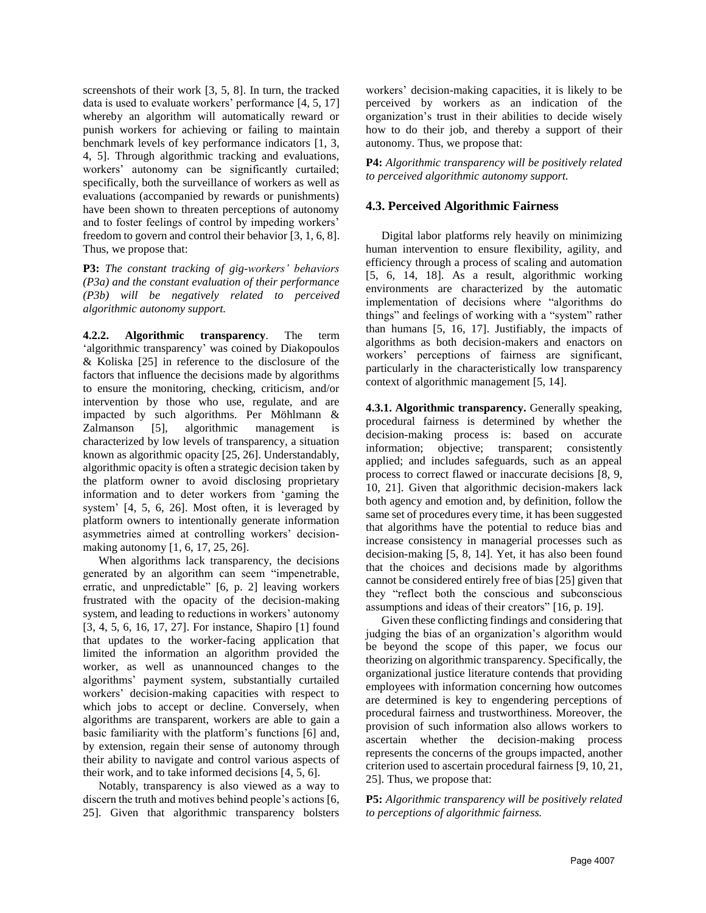screenshots of their work [3, 5, 8]. In turn, the tracked data is used to evaluate workers' performance [4, 5, 17] whereby an algorithm will automatically reward or punish workers for achieving or failing to maintain benchmark levels of key performance indicators [1, 3, 4, 5]. Through algorithmic tracking and evaluations, workers' autonomy can be significantly curtailed; specifically, both the surveillance of workers as well as evaluations (accompanied by rewards or punishments) have been shown to threaten perceptions of autonomy and to foster feelings of control by impeding workers' freedom to govern and control their behavior [3, 1, 6, 8]. Thus, we propose that:

**P3:** *The constant tracking of gig-workers' behaviors (P3a) and the constant evaluation of their performance (P3b) will be negatively related to perceived algorithmic autonomy support.*

**4.2.2. Algorithmic transparency**. The term 'algorithmic transparency' was coined by Diakopoulos & Koliska [25] in reference to the disclosure of the factors that influence the decisions made by algorithms to ensure the monitoring, checking, criticism, and/or intervention by those who use, regulate, and are impacted by such algorithms. Per Möhlmann & Zalmanson [5], algorithmic management is characterized by low levels of transparency, a situation known as algorithmic opacity [25, 26]. Understandably, algorithmic opacity is often a strategic decision taken by the platform owner to avoid disclosing proprietary information and to deter workers from 'gaming the system' [4, 5, 6, 26]. Most often, it is leveraged by platform owners to intentionally generate information asymmetries aimed at controlling workers' decision-making autonomy [1, 6, 17, 25, 26].

When algorithms lack transparency, the decisions generated by an algorithm can seem "impenetrable, erratic, and unpredictable" [6, p. 2] leaving workers frustrated with the opacity of the decision-making system, and leading to reductions in workers' autonomy [3, 4, 5, 6, 16, 17, 27]. For instance, Shapiro [1] found that updates to the worker-facing application that limited the information an algorithm provided the worker, as well as unannounced changes to the algorithms' payment system, substantially curtailed workers' decision-making capacities with respect to which jobs to accept or decline. Conversely, when algorithms are transparent, workers are able to gain a basic familiarity with the platform's functions [6] and, by extension, regain their sense of autonomy through their ability to navigate and control various aspects of their work, and to take informed decisions [4, 5, 6].

Notably, transparency is also viewed as a way to discern the truth and motives behind people's actions [6, 25]. Given that algorithmic transparency bolsters workers' decision-making capacities, it is likely to be perceived by workers as an indication of the organization's trust in their abilities to decide wisely how to do their job, and thereby a support of their autonomy. Thus, we propose that:

**P4:** *Algorithmic transparency will be positively related to perceived algorithmic autonomy support.*

## 4.3. Perceived Algorithmic Fairness

Digital labor platforms rely heavily on minimizing human intervention to ensure flexibility, agility, and efficiency through a process of scaling and automation [5, 6, 14, 18]. As a result, algorithmic working environments are characterized by the automatic implementation of decisions where "algorithms do things" and feelings of working with a "system" rather than humans [5, 16, 17]. Justifiably, the impacts of algorithms as both decision-makers and enactors on workers' perceptions of fairness are significant, particularly in the characteristically low transparency context of algorithmic management [5, 14].

**4.3.1. Algorithmic transparency.** Generally speaking, procedural fairness is determined by whether the decision-making process is: based on accurate information; objective; transparent; consistently applied; and includes safeguards, such as an appeal process to correct flawed or inaccurate decisions [8, 9, 10, 21]. Given that algorithmic decision-makers lack both agency and emotion and, by definition, follow the same set of procedures every time, it has been suggested that algorithms have the potential to reduce bias and increase consistency in managerial processes such as decision-making [5, 8, 14]. Yet, it has also been found that the choices and decisions made by algorithms cannot be considered entirely free of bias [25] given that they "reflect both the conscious and subconscious assumptions and ideas of their creators" [16, p. 19].

Given these conflicting findings and considering that judging the bias of an organization's algorithm would be beyond the scope of this paper, we focus our theorizing on algorithmic transparency. Specifically, the organizational justice literature contends that providing employees with information concerning how outcomes are determined is key to engendering perceptions of procedural fairness and trustworthiness. Moreover, the provision of such information also allows workers to ascertain whether the decision-making process represents the concerns of the groups impacted, another criterion used to ascertain procedural fairness [9, 10, 21, 25]. Thus, we propose that:

**P5:** *Algorithmic transparency will be positively related to perceptions of algorithmic fairness.*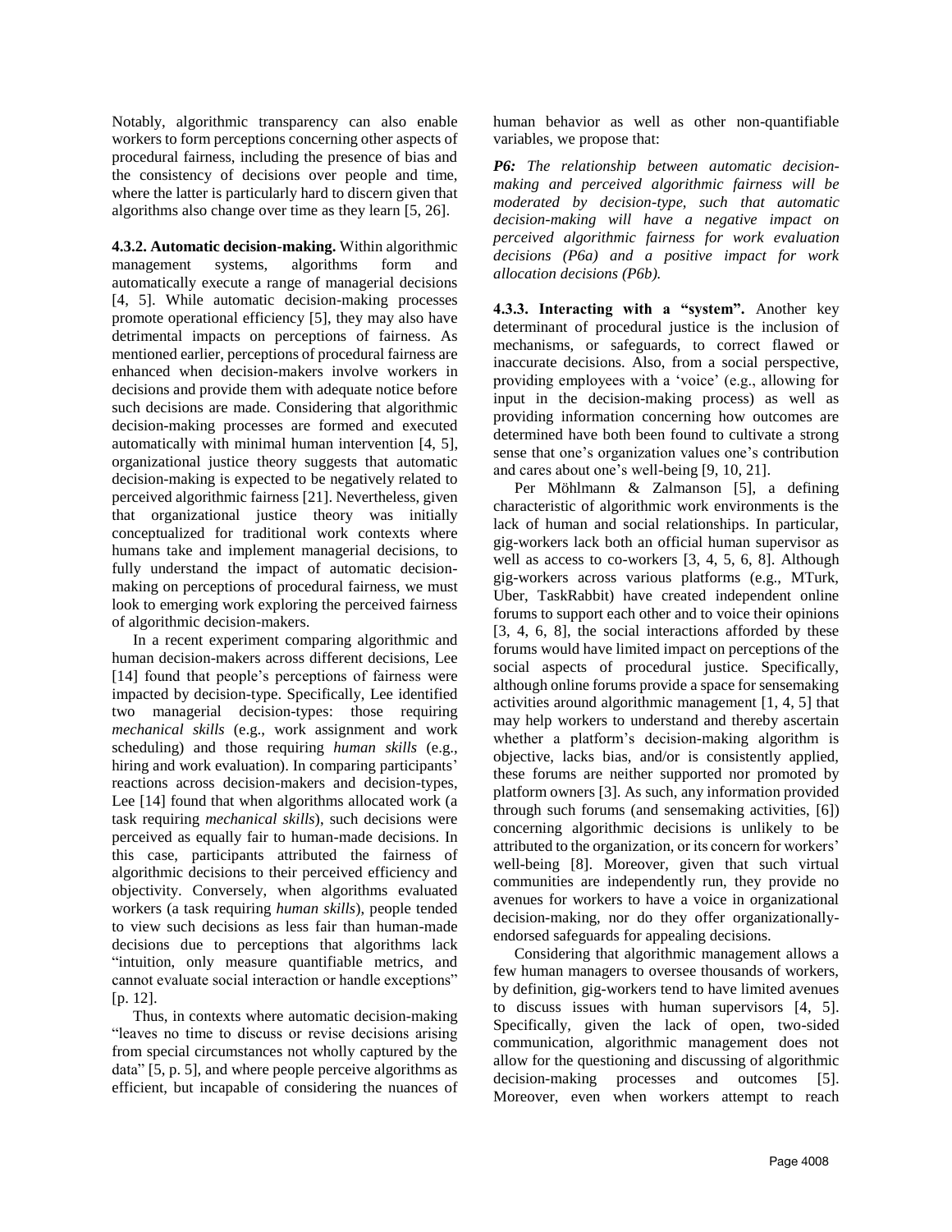Notably, algorithmic transparency can also enable workers to form perceptions concerning other aspects of procedural fairness, including the presence of bias and the consistency of decisions over people and time, where the latter is particularly hard to discern given that algorithms also change over time as they learn [5, 26].

**4.3.2. Automatic decision-making.** Within algorithmic management systems, algorithms form and automatically execute a range of managerial decisions [4, 5]. While automatic decision-making processes promote operational efficiency [5], they may also have detrimental impacts on perceptions of fairness. As mentioned earlier, perceptions of procedural fairness are enhanced when decision-makers involve workers in decisions and provide them with adequate notice before such decisions are made. Considering that algorithmic decision-making processes are formed and executed automatically with minimal human intervention [4, 5], organizational justice theory suggests that automatic decision-making is expected to be negatively related to perceived algorithmic fairness [21]. Nevertheless, given that organizational justice theory was initially conceptualized for traditional work contexts where humans take and implement managerial decisions, to fully understand the impact of automatic decision-making on perceptions of procedural fairness, we must look to emerging work exploring the perceived fairness of algorithmic decision-makers.

In a recent experiment comparing algorithmic and human decision-makers across different decisions, Lee [14] found that people's perceptions of fairness were impacted by decision-type. Specifically, Lee identified two managerial decision-types: those requiring *mechanical skills* (e.g., work assignment and work scheduling) and those requiring *human skills* (e.g., hiring and work evaluation). In comparing participants' reactions across decision-makers and decision-types, Lee [14] found that when algorithms allocated work (a task requiring *mechanical skills*), such decisions were perceived as equally fair to human-made decisions. In this case, participants attributed the fairness of algorithmic decisions to their perceived efficiency and objectivity. Conversely, when algorithms evaluated workers (a task requiring *human skills*), people tended to view such decisions as less fair than human-made decisions due to perceptions that algorithms lack "intuition, only measure quantifiable metrics, and cannot evaluate social interaction or handle exceptions" [p. 12].

Thus, in contexts where automatic decision-making "leaves no time to discuss or revise decisions arising from special circumstances not wholly captured by the data" [5, p. 5], and where people perceive algorithms as efficient, but incapable of considering the nuances of human behavior as well as other non-quantifiable variables, we propose that:

***P6:*** *The relationship between automatic decision-making and perceived algorithmic fairness will be moderated by decision-type, such that automatic decision-making will have a negative impact on perceived algorithmic fairness for work evaluation decisions (P6a) and a positive impact for work allocation decisions (P6b).*

**4.3.3. Interacting with a "system".** Another key determinant of procedural justice is the inclusion of mechanisms, or safeguards, to correct flawed or inaccurate decisions. Also, from a social perspective, providing employees with a 'voice' (e.g., allowing for input in the decision-making process) as well as providing information concerning how outcomes are determined have both been found to cultivate a strong sense that one's organization values one's contribution and cares about one's well-being [9, 10, 21].

Per Möhlmann & Zalmanson [5], a defining characteristic of algorithmic work environments is the lack of human and social relationships. In particular, gig-workers lack both an official human supervisor as well as access to co-workers [3, 4, 5, 6, 8]. Although gig-workers across various platforms (e.g., MTurk, Uber, TaskRabbit) have created independent online forums to support each other and to voice their opinions [3, 4, 6, 8], the social interactions afforded by these forums would have limited impact on perceptions of the social aspects of procedural justice. Specifically, although online forums provide a space for sensemaking activities around algorithmic management [1, 4, 5] that may help workers to understand and thereby ascertain whether a platform's decision-making algorithm is objective, lacks bias, and/or is consistently applied, these forums are neither supported nor promoted by platform owners [3]. As such, any information provided through such forums (and sensemaking activities, [6]) concerning algorithmic decisions is unlikely to be attributed to the organization, or its concern for workers' well-being [8]. Moreover, given that such virtual communities are independently run, they provide no avenues for workers to have a voice in organizational decision-making, nor do they offer organizationally-endorsed safeguards for appealing decisions.

Considering that algorithmic management allows a few human managers to oversee thousands of workers, by definition, gig-workers tend to have limited avenues to discuss issues with human supervisors [4, 5]. Specifically, given the lack of open, two-sided communication, algorithmic management does not allow for the questioning and discussing of algorithmic decision-making processes and outcomes [5]. Moreover, even when workers attempt to reach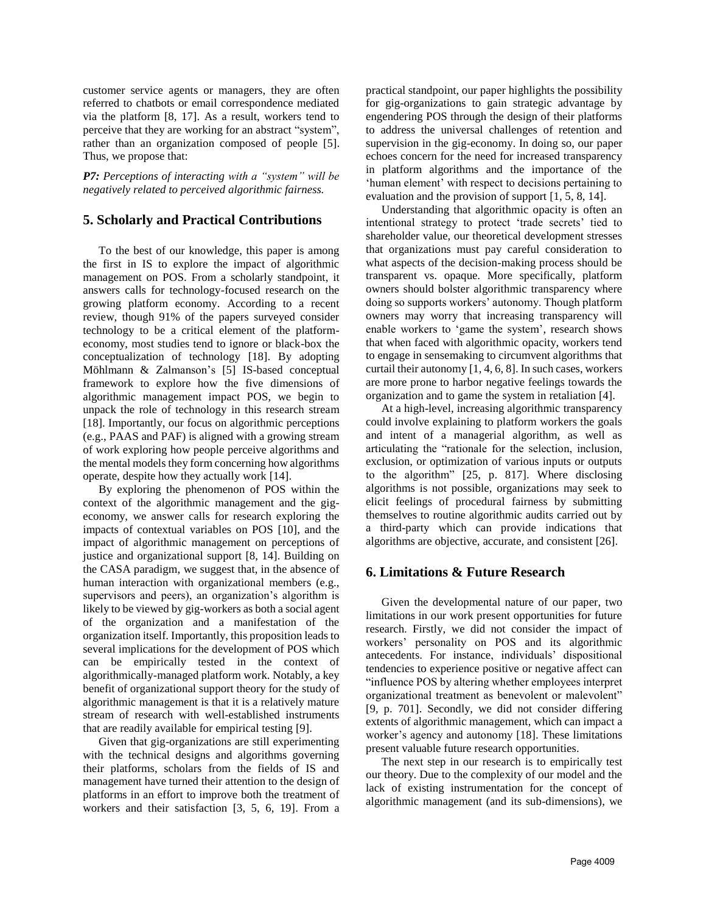customer service agents or managers, they are often referred to chatbots or email correspondence mediated via the platform [8, 17]. As a result, workers tend to perceive that they are working for an abstract "system", rather than an organization composed of people [5]. Thus, we propose that:

***P7:*** *Perceptions of interacting with a "system" will be negatively related to perceived algorithmic fairness.*

## 5. Scholarly and Practical Contributions

To the best of our knowledge, this paper is among the first in IS to explore the impact of algorithmic management on POS. From a scholarly standpoint, it answers calls for technology-focused research on the growing platform economy. According to a recent review, though 91% of the papers surveyed consider technology to be a critical element of the platform-economy, most studies tend to ignore or black-box the conceptualization of technology [18]. By adopting Möhlmann & Zalmanson's [5] IS-based conceptual framework to explore how the five dimensions of algorithmic management impact POS, we begin to unpack the role of technology in this research stream [18]. Importantly, our focus on algorithmic perceptions (e.g., PAAS and PAF) is aligned with a growing stream of work exploring how people perceive algorithms and the mental models they form concerning how algorithms operate, despite how they actually work [14].

By exploring the phenomenon of POS within the context of the algorithmic management and the gig-economy, we answer calls for research exploring the impacts of contextual variables on POS [10], and the impact of algorithmic management on perceptions of justice and organizational support [8, 14]. Building on the CASA paradigm, we suggest that, in the absence of human interaction with organizational members (e.g., supervisors and peers), an organization's algorithm is likely to be viewed by gig-workers as both a social agent of the organization and a manifestation of the organization itself. Importantly, this proposition leads to several implications for the development of POS which can be empirically tested in the context of algorithmically-managed platform work. Notably, a key benefit of organizational support theory for the study of algorithmic management is that it is a relatively mature stream of research with well-established instruments that are readily available for empirical testing [9].

Given that gig-organizations are still experimenting with the technical designs and algorithms governing their platforms, scholars from the fields of IS and management have turned their attention to the design of platforms in an effort to improve both the treatment of workers and their satisfaction [3, 5, 6, 19]. From a practical standpoint, our paper highlights the possibility for gig-organizations to gain strategic advantage by engendering POS through the design of their platforms to address the universal challenges of retention and supervision in the gig-economy. In doing so, our paper echoes concern for the need for increased transparency in platform algorithms and the importance of the 'human element' with respect to decisions pertaining to evaluation and the provision of support [1, 5, 8, 14].

Understanding that algorithmic opacity is often an intentional strategy to protect 'trade secrets' tied to shareholder value, our theoretical development stresses that organizations must pay careful consideration to what aspects of the decision-making process should be transparent vs. opaque. More specifically, platform owners should bolster algorithmic transparency where doing so supports workers' autonomy. Though platform owners may worry that increasing transparency will enable workers to 'game the system', research shows that when faced with algorithmic opacity, workers tend to engage in sensemaking to circumvent algorithms that curtail their autonomy [1, 4, 6, 8]. In such cases, workers are more prone to harbor negative feelings towards the organization and to game the system in retaliation [4].

At a high-level, increasing algorithmic transparency could involve explaining to platform workers the goals and intent of a managerial algorithm, as well as articulating the "rationale for the selection, inclusion, exclusion, or optimization of various inputs or outputs to the algorithm" [25, p. 817]. Where disclosing algorithms is not possible, organizations may seek to elicit feelings of procedural fairness by submitting themselves to routine algorithmic audits carried out by a third-party which can provide indications that algorithms are objective, accurate, and consistent [26].

## 6. Limitations & Future Research

Given the developmental nature of our paper, two limitations in our work present opportunities for future research. Firstly, we did not consider the impact of workers' personality on POS and its algorithmic antecedents. For instance, individuals' dispositional tendencies to experience positive or negative affect can "influence POS by altering whether employees interpret organizational treatment as benevolent or malevolent" [9, p. 701]. Secondly, we did not consider differing extents of algorithmic management, which can impact a worker's agency and autonomy [18]. These limitations present valuable future research opportunities.

The next step in our research is to empirically test our theory. Due to the complexity of our model and the lack of existing instrumentation for the concept of algorithmic management (and its sub-dimensions), we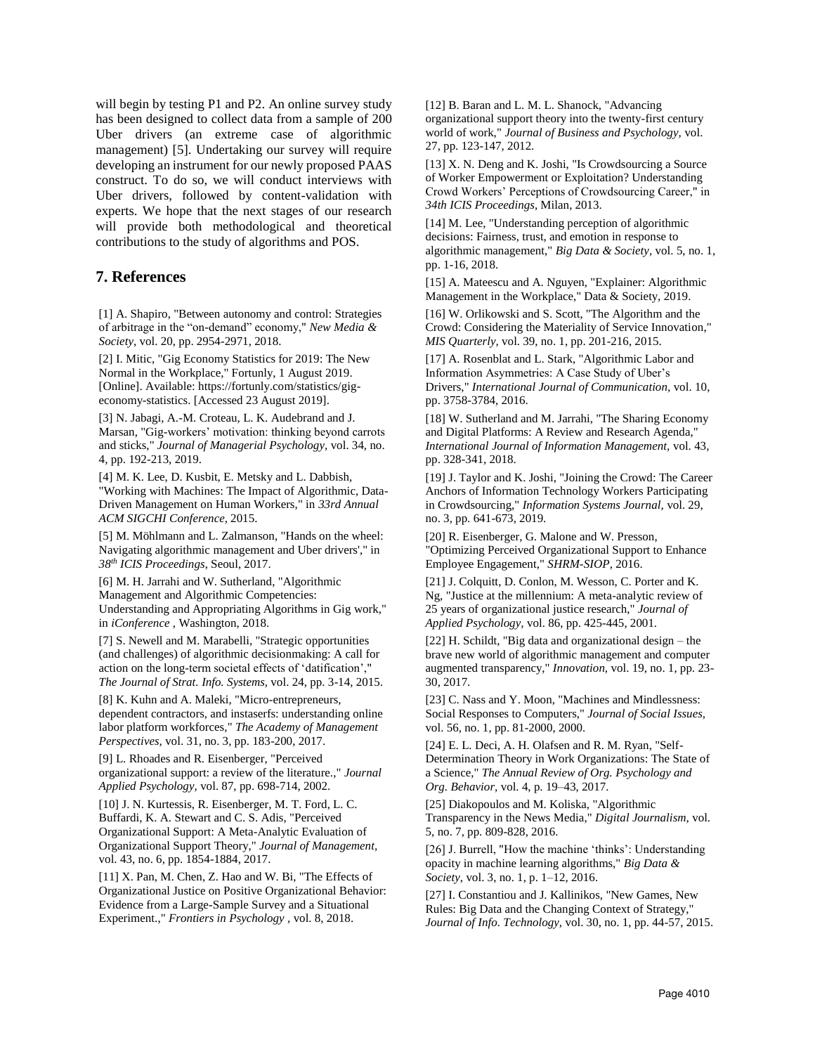will begin by testing P1 and P2. An online survey study has been designed to collect data from a sample of 200 Uber drivers (an extreme case of algorithmic management) [5]. Undertaking our survey will require developing an instrument for our newly proposed PAAS construct. To do so, we will conduct interviews with Uber drivers, followed by content-validation with experts. We hope that the next stages of our research will provide both methodological and theoretical contributions to the study of algorithms and POS.

## 7. References

[1] A. Shapiro, "Between autonomy and control: Strategies of arbitrage in the "on-demand" economy," *New Media & Society*, vol. 20, pp. 2954-2971, 2018.

[2] I. Mitic, "Gig Economy Statistics for 2019: The New Normal in the Workplace," Fortunly, 1 August 2019. [Online]. Available: https://fortunly.com/statistics/gig-economy-statistics. [Accessed 23 August 2019].

[3] N. Jabagi, A.-M. Croteau, L. K. Audebrand and J. Marsan, "Gig-workers' motivation: thinking beyond carrots and sticks," *Journal of Managerial Psychology*, vol. 34, no. 4, pp. 192-213, 2019.

[4] M. K. Lee, D. Kusbit, E. Metsky and L. Dabbish, "Working with Machines: The Impact of Algorithmic, Data-Driven Management on Human Workers," in *33rd Annual ACM SIGCHI Conference*, 2015.

[5] M. Möhlmann and L. Zalmanson, "Hands on the wheel: Navigating algorithmic management and Uber drivers'," in *38th ICIS Proceedings*, Seoul, 2017.

[6] M. H. Jarrahi and W. Sutherland, "Algorithmic Management and Algorithmic Competencies: Understanding and Appropriating Algorithms in Gig work," in *iConference* , Washington, 2018.

[7] S. Newell and M. Marabelli, "Strategic opportunities (and challenges) of algorithmic decisionmaking: A call for action on the long-term societal effects of 'datification'," *The Journal of Strat. Info. Systems*, vol. 24, pp. 3-14, 2015.

[8] K. Kuhn and A. Maleki, "Micro-entrepreneurs, dependent contractors, and instaserfs: understanding online labor platform workforces," *The Academy of Management Perspectives*, vol. 31, no. 3, pp. 183-200, 2017.

[9] L. Rhoades and R. Eisenberger, "Perceived organizational support: a review of the literature.," *Journal Applied Psychology*, vol. 87, pp. 698-714, 2002.

[10] J. N. Kurtessis, R. Eisenberger, M. T. Ford, L. C. Buffardi, K. A. Stewart and C. S. Adis, "Perceived Organizational Support: A Meta-Analytic Evaluation of Organizational Support Theory," *Journal of Management*, vol. 43, no. 6, pp. 1854-1884, 2017.

[11] X. Pan, M. Chen, Z. Hao and W. Bi, "The Effects of Organizational Justice on Positive Organizational Behavior: Evidence from a Large-Sample Survey and a Situational Experiment.," *Frontiers in Psychology* , vol. 8, 2018.

[12] B. Baran and L. M. L. Shanock, "Advancing organizational support theory into the twenty-first century world of work," *Journal of Business and Psychology*, vol. 27, pp. 123-147, 2012.

[13] X. N. Deng and K. Joshi, "Is Crowdsourcing a Source of Worker Empowerment or Exploitation? Understanding Crowd Workers' Perceptions of Crowdsourcing Career," in *34th ICIS Proceedings*, Milan, 2013.

[14] M. Lee, "Understanding perception of algorithmic decisions: Fairness, trust, and emotion in response to algorithmic management," *Big Data & Society*, vol. 5, no. 1, pp. 1-16, 2018.

[15] A. Mateescu and A. Nguyen, "Explainer: Algorithmic Management in the Workplace," Data & Society, 2019.

[16] W. Orlikowski and S. Scott, "The Algorithm and the Crowd: Considering the Materiality of Service Innovation," *MIS Quarterly*, vol. 39, no. 1, pp. 201-216, 2015.

[17] A. Rosenblat and L. Stark, "Algorithmic Labor and Information Asymmetries: A Case Study of Uber's Drivers," *International Journal of Communication*, vol. 10, pp. 3758-3784, 2016.

[18] W. Sutherland and M. Jarrahi, "The Sharing Economy and Digital Platforms: A Review and Research Agenda," *International Journal of Information Management*, vol. 43, pp. 328-341, 2018.

[19] J. Taylor and K. Joshi, "Joining the Crowd: The Career Anchors of Information Technology Workers Participating in Crowdsourcing," *Information Systems Journal*, vol. 29, no. 3, pp. 641-673, 2019.

[20] R. Eisenberger, G. Malone and W. Presson, "Optimizing Perceived Organizational Support to Enhance Employee Engagement," *SHRM-SIOP*, 2016.

[21] J. Colquitt, D. Conlon, M. Wesson, C. Porter and K. Ng, "Justice at the millennium: A meta-analytic review of 25 years of organizational justice research," *Journal of Applied Psychology*, vol. 86, pp. 425-445, 2001.

[22] H. Schildt, "Big data and organizational design – the brave new world of algorithmic management and computer augmented transparency," *Innovation*, vol. 19, no. 1, pp. 23-30, 2017.

[23] C. Nass and Y. Moon, "Machines and Mindlessness: Social Responses to Computers," *Journal of Social Issues*, vol. 56, no. 1, pp. 81-2000, 2000.

[24] E. L. Deci, A. H. Olafsen and R. M. Ryan, "Self-Determination Theory in Work Organizations: The State of a Science," *The Annual Review of Org. Psychology and Org. Behavior*, vol. 4, p. 19–43, 2017.

[25] Diakopoulos and M. Koliska, "Algorithmic Transparency in the News Media," *Digital Journalism*, vol. 5, no. 7, pp. 809-828, 2016.

[26] J. Burrell, "How the machine 'thinks': Understanding opacity in machine learning algorithms," *Big Data & Society*, vol. 3, no. 1, p. 1–12, 2016.

[27] I. Constantiou and J. Kallinikos, "New Games, New Rules: Big Data and the Changing Context of Strategy," *Journal of Info. Technology*, vol. 30, no. 1, pp. 44-57, 2015.